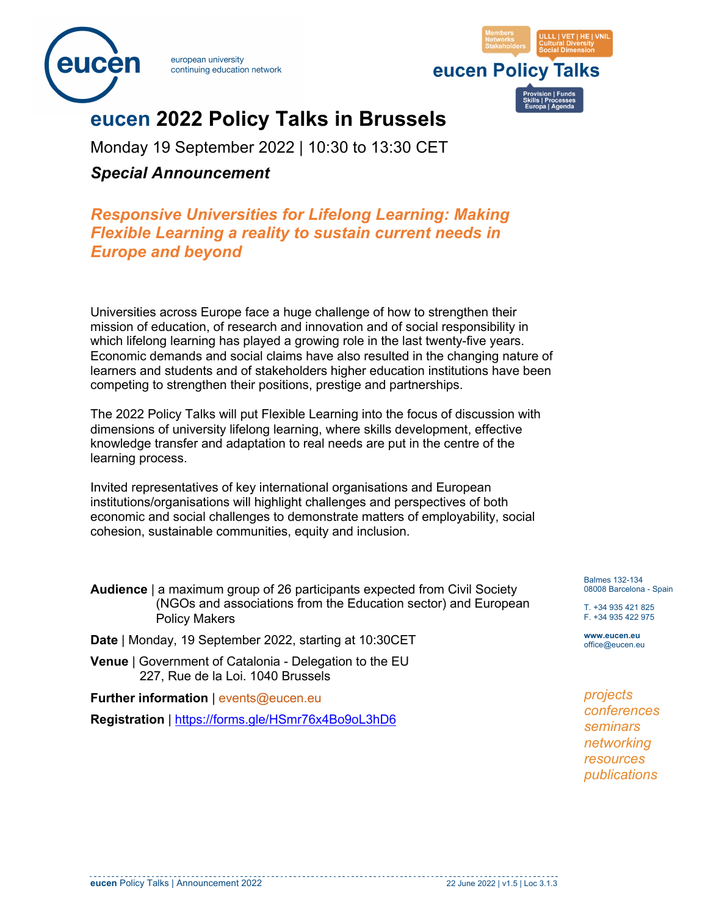# eucen 2022 Policy Talks in Brussels

Monday 19 September 2022 | 10:30 to 13:30 CET

***Special Announcement***

## *Responsive Universities for Lifelong Learning: Making Flexible Learning a reality to sustain current needs in Europe and beyond*

Universities across Europe face a huge challenge of how to strengthen their mission of education, of research and innovation and of social responsibility in which lifelong learning has played a growing role in the last twenty-five years. Economic demands and social claims have also resulted in the changing nature of learners and students and of stakeholders higher education institutions have been competing to strengthen their positions, prestige and partnerships.

The 2022 Policy Talks will put Flexible Learning into the focus of discussion with dimensions of university lifelong learning, where skills development, effective knowledge transfer and adaptation to real needs are put in the centre of the learning process.

Invited representatives of key international organisations and European institutions/organisations will highlight challenges and perspectives of both economic and social challenges to demonstrate matters of employability, social cohesion, sustainable communities, equity and inclusion.

**Audience** | a maximum group of 26 participants expected from Civil Society (NGOs and associations from the Education sector) and European Policy Makers

**Date** | Monday, 19 September 2022, starting at 10:30CET

**Venue** | Government of Catalonia - Delegation to the EU
227, Rue de la Loi. 1040 Brussels

**Further information** | events@eucen.eu

**Registration** | https://forms.gle/HSmr76x4Bo9oL3hD6

Balmes 132-134
08008 Barcelona - Spain

T. +34 935 421 825
F. +34 935 422 975

**www.eucen.eu**
office@eucen.eu

*projects*
*conferences*
*seminars*
*networking*
*resources*
*publications*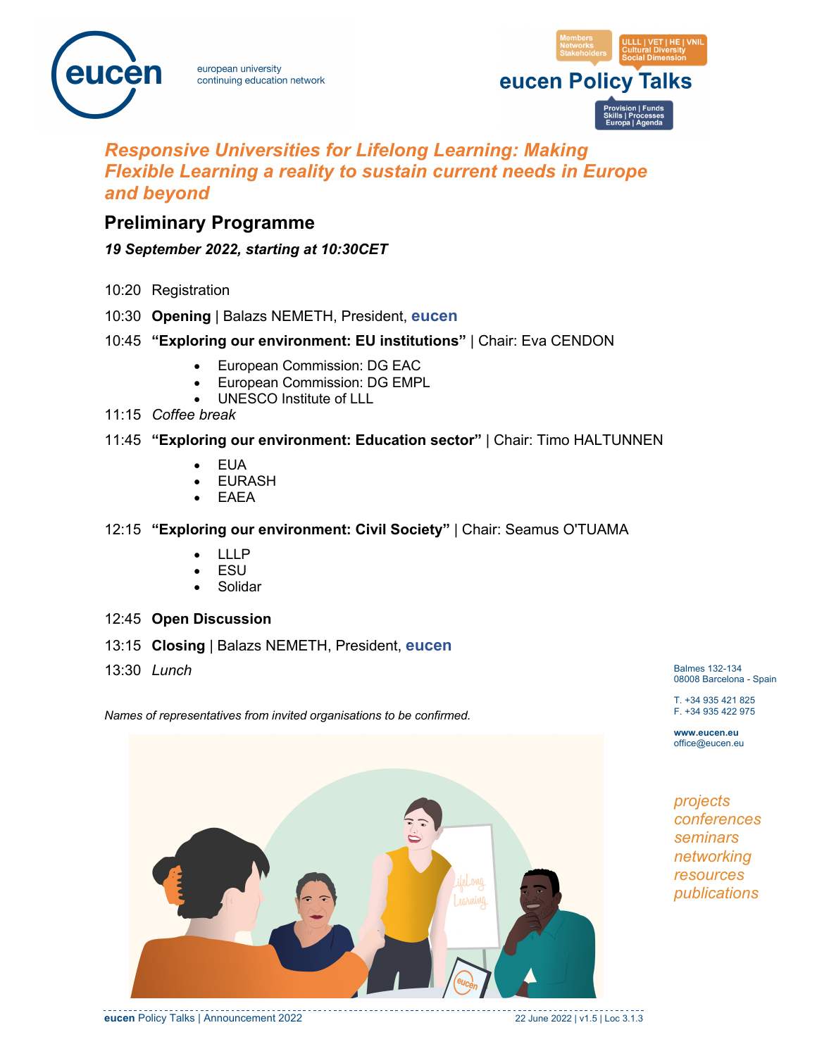eucen

european university
continuing education network

eucen Policy Talks

# *Responsive Universities for Lifelong Learning: Making Flexible Learning a reality to sustain current needs in Europe and beyond*

## Preliminary Programme

***19 September 2022, starting at 10:30CET***

10:20 Registration

10:30 **Opening** | Balazs NEMETH, President, **eucen**

10:45 **"Exploring our environment: EU institutions"** | Chair: Eva CENDON

- European Commission: DG EAC
- European Commission: DG EMPL
- UNESCO Institute of LLL

11:15 *Coffee break*

11:45 **"Exploring our environment: Education sector"** | Chair: Timo HALTUNNEN

- EUA
- EURASH
- EAEA

12:15 **"Exploring our environment: Civil Society"** | Chair: Seamus O'TUAMA

- LLLP
- ESU
- Solidar

12:45 **Open Discussion**

13:15 **Closing** | Balazs NEMETH, President, **eucen**

13:30 *Lunch*

*Names of representatives from invited organisations to be confirmed.*

Balmes 132-134
08008 Barcelona - Spain

T. +34 935 421 825
F. +34 935 422 975

**www.eucen.eu**
office@eucen.eu

*projects*
*conferences*
*seminars*
*networking*
*resources*
*publications*